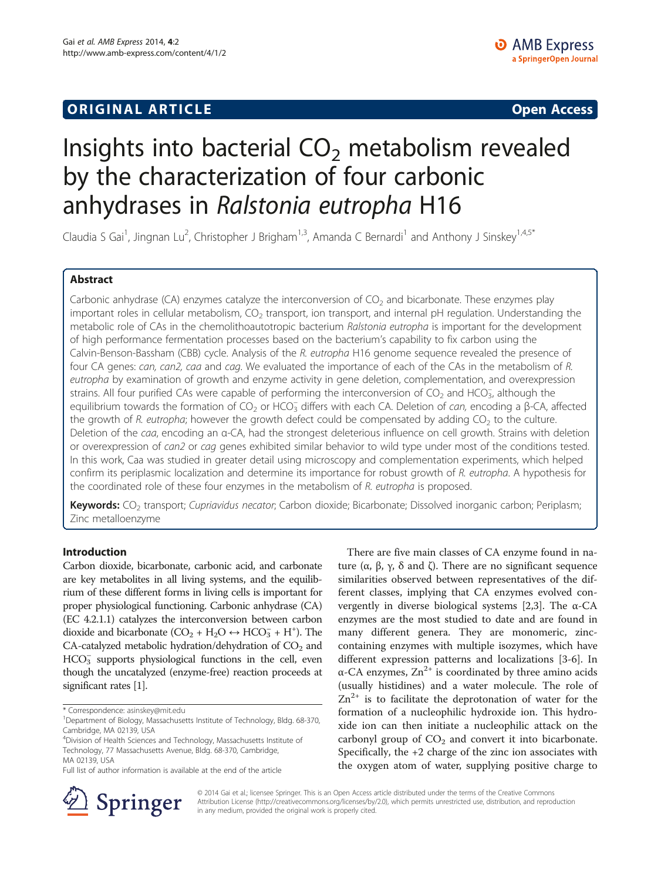ORIGINAL ARTICLE

Open Access

# Insights into bacterial $CO_2$ metabolism revealed by the characterization of four carbonic anhydrases in *Ralstonia eutropha* H16

Claudia S Gai[1], Jingnan Lu[2], Christopher J Brigham[1,3], Amanda C Bernardi[1] and Anthony J Sinskey[1,4,5*]

## Abstract

Carbonic anhydrase (CA) enzymes catalyze the interconversion of $CO_2$ and bicarbonate. These enzymes play important roles in cellular metabolism, $CO_2$ transport, ion transport, and internal pH regulation. Understanding the metabolic role of CAs in the chemolithoautotropic bacterium *Ralstonia eutropha* is important for the development of high performance fermentation processes based on the bacterium's capability to fix carbon using the Calvin-Benson-Bassham (CBB) cycle. Analysis of the *R. eutropha* H16 genome sequence revealed the presence of four CA genes: *can, can2, caa* and *cag*. We evaluated the importance of each of the CAs in the metabolism of *R. eutropha* by examination of growth and enzyme activity in gene deletion, complementation, and overexpression strains. All four purified CAs were capable of performing the interconversion of $CO_2$ and $HCO_3^-$, although the equilibrium towards the formation of $CO_2$ or $HCO_3^-$ differs with each CA. Deletion of *can*, encoding a β-CA, affected the growth of *R. eutropha*; however the growth defect could be compensated by adding $CO_2$ to the culture. Deletion of the *caa*, encoding an α-CA, had the strongest deleterious influence on cell growth. Strains with deletion or overexpression of *can2* or *cag* genes exhibited similar behavior to wild type under most of the conditions tested. In this work, Caa was studied in greater detail using microscopy and complementation experiments, which helped confirm its periplasmic localization and determine its importance for robust growth of *R. eutropha*. A hypothesis for the coordinated role of these four enzymes in the metabolism of *R. eutropha* is proposed.

**Keywords:** $CO_2$ transport; *Cupriavidus necator*; Carbon dioxide; Bicarbonate; Dissolved inorganic carbon; Periplasm; Zinc metalloenzyme

## Introduction

Carbon dioxide, bicarbonate, carbonic acid, and carbonate are key metabolites in all living systems, and the equilibrium of these different forms in living cells is important for proper physiological functioning. Carbonic anhydrase (CA) (EC 4.2.1.1) catalyzes the interconversion between carbon dioxide and bicarbonate ($CO_2 + H_2O \leftrightarrow HCO_3^- + H^+$). The CA-catalyzed metabolic hydration/dehydration of $CO_2$ and $HCO_3^-$ supports physiological functions in the cell, even though the uncatalyzed (enzyme-free) reaction proceeds at significant rates [1].

There are five main classes of CA enzyme found in nature (α, β, γ, δ and ζ). There are no significant sequence similarities observed between representatives of the different classes, implying that CA enzymes evolved convergently in diverse biological systems [2,3]. The α-CA enzymes are the most studied to date and are found in many different genera. They are monomeric, zinc-containing enzymes with multiple isozymes, which have different expression patterns and localizations [3-6]. In α-CA enzymes, $Zn^{2+}$ is coordinated by three amino acids (usually histidines) and a water molecule. The role of $Zn^{2+}$ is to facilitate the deprotonation of water for the formation of a nucleophilic hydroxide ion. This hydroxide ion can then initiate a nucleophilic attack on the carbonyl group of $CO_2$ and convert it into bicarbonate. Specifically, the +2 charge of the zinc ion associates with the oxygen atom of water, supplying positive charge to

\* Correspondence: asinskey@mit.edu
[1]Department of Biology, Massachusetts Institute of Technology, Bldg. 68-370, Cambridge, MA 02139, USA
[4]Division of Health Sciences and Technology, Massachusetts Institute of Technology, 77 Massachusetts Avenue, Bldg. 68-370, Cambridge, MA 02139, USA
Full list of author information is available at the end of the article

© 2014 Gai et al.; licensee Springer. This is an Open Access article distributed under the terms of the Creative Commons Attribution License (http://creativecommons.org/licenses/by/2.0), which permits unrestricted use, distribution, and reproduction in any medium, provided the original work is properly cited.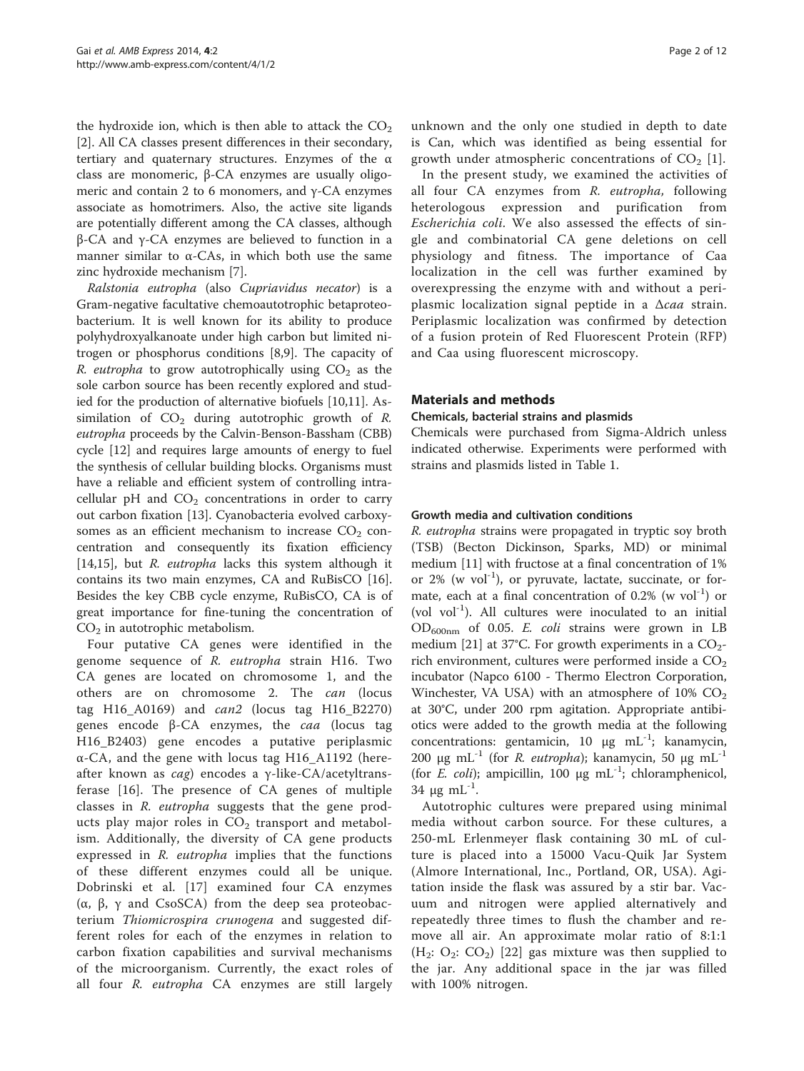the hydroxide ion, which is then able to attack the $CO_2$ [2]. All CA classes present differences in their secondary, tertiary and quaternary structures. Enzymes of the α class are monomeric, β-CA enzymes are usually oligomeric and contain 2 to 6 monomers, and γ-CA enzymes associate as homotrimers. Also, the active site ligands are potentially different among the CA classes, although β-CA and γ-CA enzymes are believed to function in a manner similar to α-CAs, in which both use the same zinc hydroxide mechanism [7].

*Ralstonia eutropha* (also *Cupriavidus necator*) is a Gram-negative facultative chemoautotrophic betaproteobacterium. It is well known for its ability to produce polyhydroxyalkanoate under high carbon but limited nitrogen or phosphorus conditions [8,9]. The capacity of *R. eutropha* to grow autotrophically using $CO_2$ as the sole carbon source has been recently explored and studied for the production of alternative biofuels [10,11]. Assimilation of $CO_2$ during autotrophic growth of *R. eutropha* proceeds by the Calvin-Benson-Bassham (CBB) cycle [12] and requires large amounts of energy to fuel the synthesis of cellular building blocks. Organisms must have a reliable and efficient system of controlling intracellular pH and $CO_2$ concentrations in order to carry out carbon fixation [13]. Cyanobacteria evolved carboxysomes as an efficient mechanism to increase $CO_2$ concentration and consequently its fixation efficiency [14,15], but *R. eutropha* lacks this system although it contains its two main enzymes, CA and RuBisCO [16]. Besides the key CBB cycle enzyme, RuBisCO, CA is of great importance for fine-tuning the concentration of $CO_2$ in autotrophic metabolism.

Four putative CA genes were identified in the genome sequence of *R. eutropha* strain H16. Two CA genes are located on chromosome 1, and the others are on chromosome 2. The *can* (locus tag H16_A0169) and *can2* (locus tag H16_B2270) genes encode β-CA enzymes, the *caa* (locus tag H16_B2403) gene encodes a putative periplasmic α-CA, and the gene with locus tag H16_A1192 (hereafter known as *cag*) encodes a γ-like-CA/acetyltransferase [16]. The presence of CA genes of multiple classes in *R. eutropha* suggests that the gene products play major roles in $CO_2$ transport and metabolism. Additionally, the diversity of CA gene products expressed in *R. eutropha* implies that the functions of these different enzymes could all be unique. Dobrinski et al. [17] examined four CA enzymes (α, β, γ and CsoSCA) from the deep sea proteobacterium *Thiomicrospira crunogena* and suggested different roles for each of the enzymes in relation to carbon fixation capabilities and survival mechanisms of the microorganism. Currently, the exact roles of all four *R. eutropha* CA enzymes are still largely unknown and the only one studied in depth to date is Can, which was identified as being essential for growth under atmospheric concentrations of $CO_2$ [1].

In the present study, we examined the activities of all four CA enzymes from *R. eutropha*, following heterologous expression and purification from *Escherichia coli*. We also assessed the effects of single and combinatorial CA gene deletions on cell physiology and fitness. The importance of Caa localization in the cell was further examined by overexpressing the enzyme with and without a periplasmic localization signal peptide in a Δ*caa* strain. Periplasmic localization was confirmed by detection of a fusion protein of Red Fluorescent Protein (RFP) and Caa using fluorescent microscopy.

## Materials and methods

### Chemicals, bacterial strains and plasmids

Chemicals were purchased from Sigma-Aldrich unless indicated otherwise. Experiments were performed with strains and plasmids listed in Table 1.

### Growth media and cultivation conditions

*R. eutropha* strains were propagated in tryptic soy broth (TSB) (Becton Dickinson, Sparks, MD) or minimal medium [11] with fructose at a final concentration of 1% or 2% (w $vol^{-1}$), or pyruvate, lactate, succinate, or formate, each at a final concentration of 0.2% (w $vol^{-1}$) or (vol $vol^{-1}$). All cultures were inoculated to an initial $OD_{600nm}$ of 0.05. *E. coli* strains were grown in LB medium [21] at 37°C. For growth experiments in a $CO_2$-rich environment, cultures were performed inside a $CO_2$ incubator (Napco 6100 - Thermo Electron Corporation, Winchester, VA USA) with an atmosphere of 10% $CO_2$ at 30°C, under 200 rpm agitation. Appropriate antibiotics were added to the growth media at the following concentrations: gentamicin, 10 μg $mL^{-1}$; kanamycin, 200 μg $mL^{-1}$ (for *R. eutropha*); kanamycin, 50 μg $mL^{-1}$ (for *E. coli*); ampicillin, 100 μg $mL^{-1}$; chloramphenicol, 34 μg $mL^{-1}$.

Autotrophic cultures were prepared using minimal media without carbon source. For these cultures, a 250-mL Erlenmeyer flask containing 30 mL of culture is placed into a 15000 Vacu-Quik Jar System (Almore International, Inc., Portland, OR, USA). Agitation inside the flask was assured by a stir bar. Vacuum and nitrogen were applied alternatively and repeatedly three times to flush the chamber and remove all air. An approximate molar ratio of 8:1:1 ($H_2$: $O_2$: $CO_2$) [22] gas mixture was then supplied to the jar. Any additional space in the jar was filled with 100% nitrogen.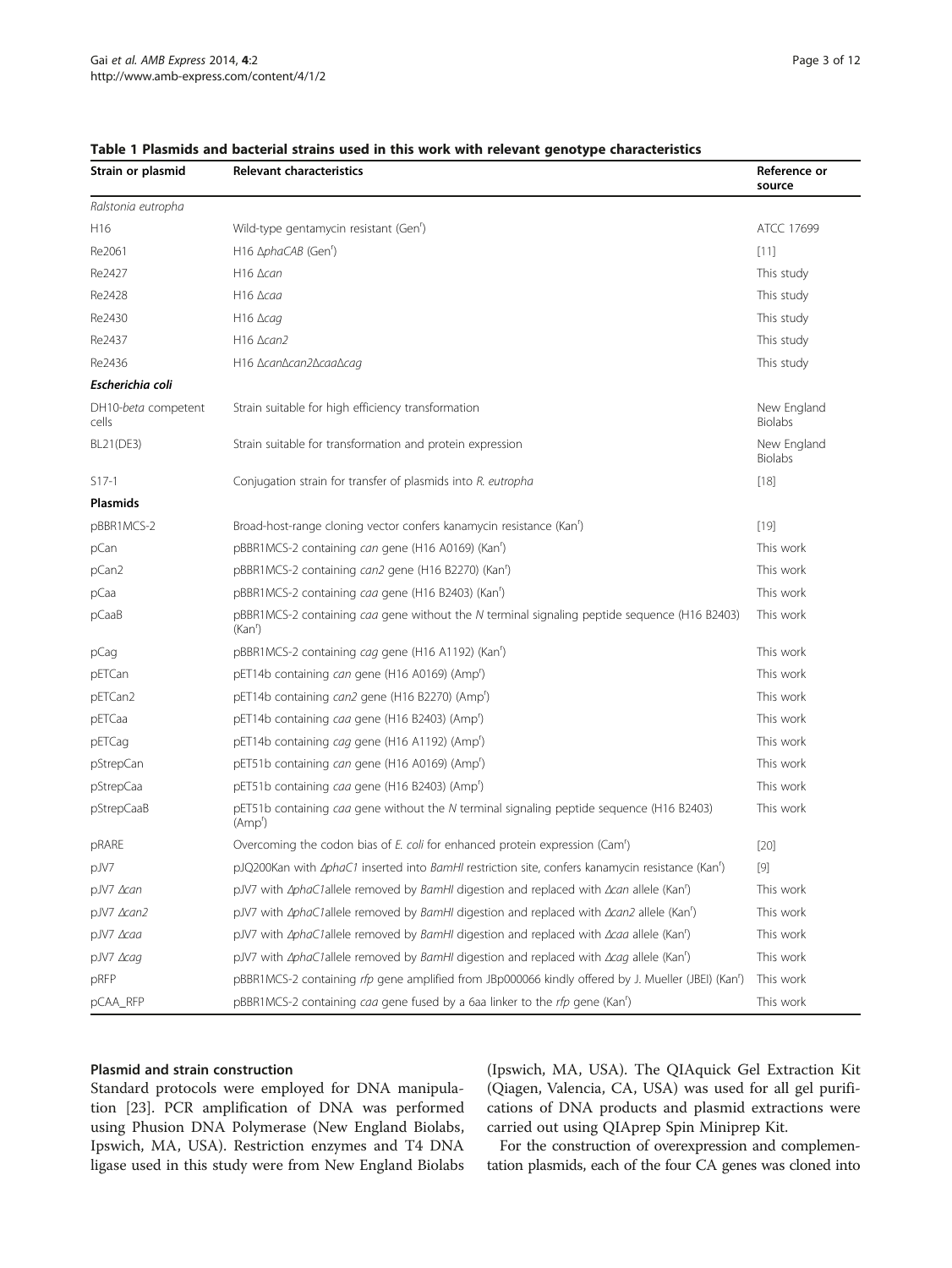**Table 1 Plasmids and bacterial strains used in this work with relevant genotype characteristics**

| Strain or plasmid | Relevant characteristics | Reference or source |
|---|---|---|
| *Ralstonia eutropha* | | |
| H16 | Wild-type gentamycin resistant (Gen$^r$) | ATCC 17699 |
| Re2061 | H16 *ΔphaCAB* (Gen$^r$) | [11] |
| Re2427 | H16 *Δcan* | This study |
| Re2428 | H16 *Δcaa* | This study |
| Re2430 | H16 *Δcag* | This study |
| Re2437 | H16 *Δcan2* | This study |
| Re2436 | H16 *ΔcanΔcan2ΔcaaΔcag* | This study |
| ***Escherichia coli*** | | |
| DH10-*beta* competent cells | Strain suitable for high efficiency transformation | New England Biolabs |
| BL21(DE3) | Strain suitable for transformation and protein expression | New England Biolabs |
| S17-1 | Conjugation strain for transfer of plasmids into *R. eutropha* | [18] |
| **Plasmids** | | |
| pBBR1MCS-2 | Broad-host-range cloning vector confers kanamycin resistance (Kan$^r$) | [19] |
| pCan | pBBR1MCS-2 containing *can* gene (H16 A0169) (Kan$^r$) | This work |
| pCan2 | pBBR1MCS-2 containing *can2* gene (H16 B2270) (Kan$^r$) | This work |
| pCaa | pBBR1MCS-2 containing *caa* gene (H16 B2403) (Kan$^r$) | This work |
| pCaaB | pBBR1MCS-2 containing *caa* gene without the *N* terminal signaling peptide sequence (H16 B2403) (Kan$^r$) | This work |
| pCag | pBBR1MCS-2 containing *cag* gene (H16 A1192) (Kan$^r$) | This work |
| pETCan | pET14b containing *can* gene (H16 A0169) (Amp$^r$) | This work |
| pETCan2 | pET14b containing *can2* gene (H16 B2270) (Amp$^r$) | This work |
| pETCaa | pET14b containing *caa* gene (H16 B2403) (Amp$^r$) | This work |
| pETCag | pET14b containing *cag* gene (H16 A1192) (Amp$^r$) | This work |
| pStrepCan | pET51b containing *can* gene (H16 A0169) (Amp$^r$) | This work |
| pStrepCaa | pET51b containing *caa* gene (H16 B2403) (Amp$^r$) | This work |
| pStrepCaaB | pET51b containing *caa* gene without the *N* terminal signaling peptide sequence (H16 B2403) (Amp$^r$) | This work |
| pRARE | Overcoming the codon bias of *E. coli* for enhanced protein expression (Cam$^r$) | [20] |
| pJV7 | pJQ200Kan with *ΔphaC1* inserted into *BamHI* restriction site, confers kanamycin resistance (Kan$^r$) | [9] |
| pJV7 *Δcan* | pJV7 with *ΔphaC1*allele removed by *BamHI* digestion and replaced with *Δcan* allele (Kan$^r$) | This work |
| pJV7 *Δcan2* | pJV7 with *ΔphaC1*allele removed by *BamHI* digestion and replaced with *Δcan2* allele (Kan$^r$) | This work |
| pJV7 *Δcaa* | pJV7 with *ΔphaC1*allele removed by *BamHI* digestion and replaced with *Δcaa* allele (Kan$^r$) | This work |
| pJV7 *Δcag* | pJV7 with *ΔphaC1*allele removed by *BamHI* digestion and replaced with *Δcag* allele (Kan$^r$) | This work |
| pRFP | pBBR1MCS-2 containing *rfp* gene amplified from JBp000066 kindly offered by J. Mueller (JBEI) (Kan$^r$) | This work |
| pCAA_RFP | pBBR1MCS-2 containing *caa* gene fused by a 6aa linker to the *rfp* gene (Kan$^r$) | This work |

### Plasmid and strain construction

Standard protocols were employed for DNA manipulation [23]. PCR amplification of DNA was performed using Phusion DNA Polymerase (New England Biolabs, Ipswich, MA, USA). Restriction enzymes and T4 DNA ligase used in this study were from New England Biolabs (Ipswich, MA, USA). The QIAquick Gel Extraction Kit (Qiagen, Valencia, CA, USA) was used for all gel purifications of DNA products and plasmid extractions were carried out using QIAprep Spin Miniprep Kit.

For the construction of overexpression and complementation plasmids, each of the four CA genes was cloned into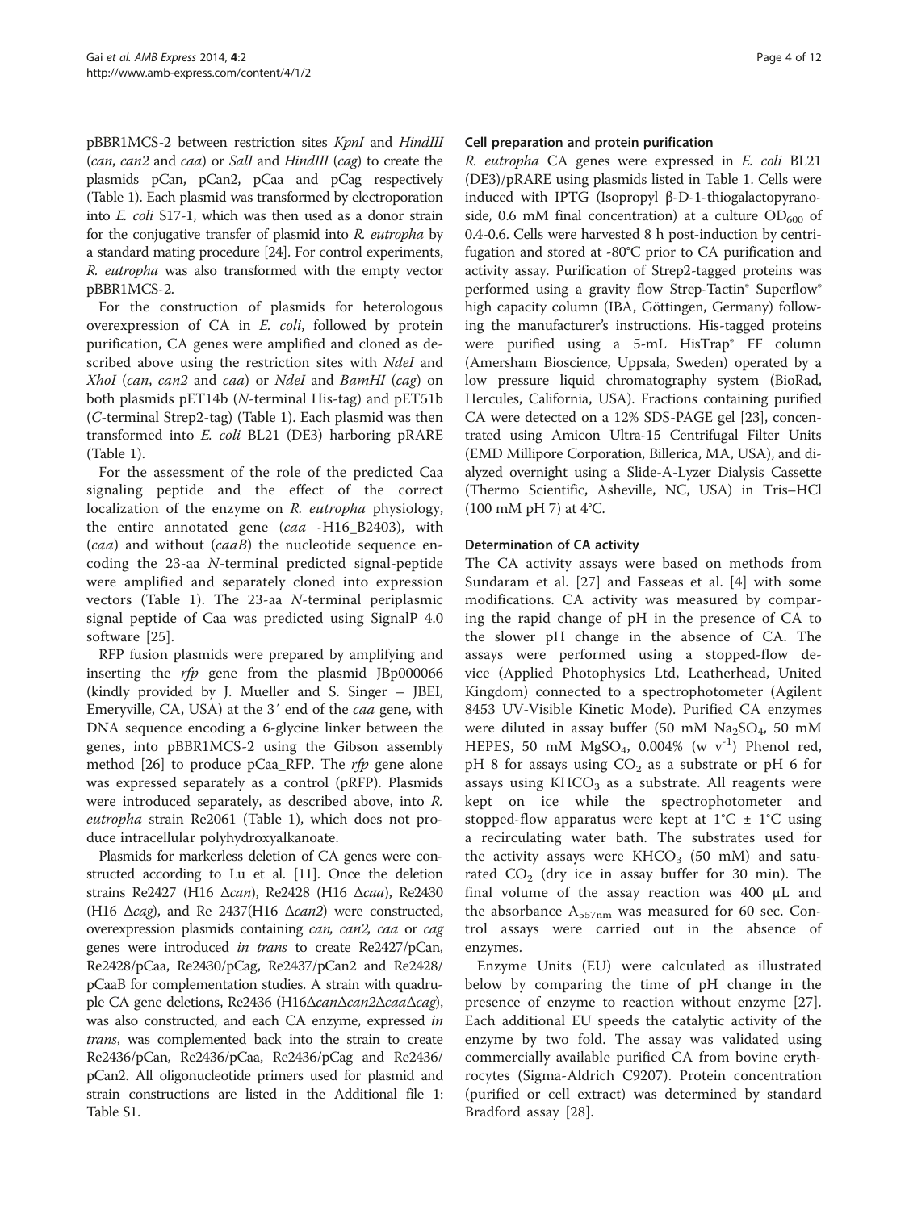pBBR1MCS-2 between restriction sites *KpnI* and *HindIII* (*can*, *can2* and *caa*) or *SalI* and *HindIII* (*cag*) to create the plasmids pCan, pCan2, pCaa and pCag respectively (Table 1). Each plasmid was transformed by electroporation into *E. coli* S17-1, which was then used as a donor strain for the conjugative transfer of plasmid into *R. eutropha* by a standard mating procedure [24]. For control experiments, *R. eutropha* was also transformed with the empty vector pBBR1MCS-2.

For the construction of plasmids for heterologous overexpression of CA in *E. coli*, followed by protein purification, CA genes were amplified and cloned as described above using the restriction sites with *NdeI* and *XhoI* (*can*, *can2* and *caa*) or *NdeI* and *BamHI* (*cag*) on both plasmids pET14b (*N*-terminal His-tag) and pET51b (*C*-terminal Strep2-tag) (Table 1). Each plasmid was then transformed into *E. coli* BL21 (DE3) harboring pRARE (Table 1).

For the assessment of the role of the predicted Caa signaling peptide and the effect of the correct localization of the enzyme on *R. eutropha* physiology, the entire annotated gene (*caa* -H16_B2403), with (*caa*) and without (*caaB*) the nucleotide sequence encoding the 23-aa *N*-terminal predicted signal-peptide were amplified and separately cloned into expression vectors (Table 1). The 23-aa *N*-terminal periplasmic signal peptide of Caa was predicted using SignalP 4.0 software [25].

RFP fusion plasmids were prepared by amplifying and inserting the *rfp* gene from the plasmid JBp000066 (kindly provided by J. Mueller and S. Singer – JBEI, Emeryville, CA, USA) at the 3′ end of the *caa* gene, with DNA sequence encoding a 6-glycine linker between the genes, into pBBR1MCS-2 using the Gibson assembly method [26] to produce pCaa_RFP. The *rfp* gene alone was expressed separately as a control (pRFP). Plasmids were introduced separately, as described above, into *R. eutropha* strain Re2061 (Table 1), which does not produce intracellular polyhydroxyalkanoate.

Plasmids for markerless deletion of CA genes were constructed according to Lu et al. [11]. Once the deletion strains Re2427 (H16 Δ*can*), Re2428 (H16 Δ*caa*), Re2430 (H16 Δ*cag*), and Re 2437(H16 Δ*can2*) were constructed, overexpression plasmids containing *can, can2, caa* or *cag* genes were introduced *in trans* to create Re2427/pCan, Re2428/pCaa, Re2430/pCag, Re2437/pCan2 and Re2428/pCaaB for complementation studies. A strain with quadruple CA gene deletions, Re2436 (H16Δ*can*Δ*can2*Δ*caa*Δ*cag*), was also constructed, and each CA enzyme, expressed *in trans*, was complemented back into the strain to create Re2436/pCan, Re2436/pCaa, Re2436/pCag and Re2436/pCan2. All oligonucleotide primers used for plasmid and strain constructions are listed in the Additional file 1: Table S1.

### Cell preparation and protein purification

*R. eutropha* CA genes were expressed in *E. coli* BL21 (DE3)/pRARE using plasmids listed in Table 1. Cells were induced with IPTG (Isopropyl β-D-1-thiogalactopyranoside, 0.6 mM final concentration) at a culture $OD_{600}$ of 0.4-0.6. Cells were harvested 8 h post-induction by centrifugation and stored at -80°C prior to CA purification and activity assay. Purification of Strep2-tagged proteins was performed using a gravity flow Strep-Tactin® Superflow® high capacity column (IBA, Göttingen, Germany) following the manufacturer's instructions. His-tagged proteins were purified using a 5-mL HisTrap® FF column (Amersham Bioscience, Uppsala, Sweden) operated by a low pressure liquid chromatography system (BioRad, Hercules, California, USA). Fractions containing purified CA were detected on a 12% SDS-PAGE gel [23], concentrated using Amicon Ultra-15 Centrifugal Filter Units (EMD Millipore Corporation, Billerica, MA, USA), and dialyzed overnight using a Slide-A-Lyzer Dialysis Cassette (Thermo Scientific, Asheville, NC, USA) in Tris–HCl (100 mM pH 7) at 4°C.

### Determination of CA activity

The CA activity assays were based on methods from Sundaram et al. [27] and Fasseas et al. [4] with some modifications. CA activity was measured by comparing the rapid change of pH in the presence of CA to the slower pH change in the absence of CA. The assays were performed using a stopped-flow device (Applied Photophysics Ltd, Leatherhead, United Kingdom) connected to a spectrophotometer (Agilent 8453 UV-Visible Kinetic Mode). Purified CA enzymes were diluted in assay buffer (50 mM $Na_2SO_4$, 50 mM HEPES, 50 mM $MgSO_4$, 0.004% (w $v^{-1}$) Phenol red, pH 8 for assays using $CO_2$ as a substrate or pH 6 for assays using $KHCO_3$ as a substrate. All reagents were kept on ice while the spectrophotometer and stopped-flow apparatus were kept at 1°C ± 1°C using a recirculating water bath. The substrates used for the activity assays were $KHCO_3$ (50 mM) and saturated $CO_2$ (dry ice in assay buffer for 30 min). The final volume of the assay reaction was 400 μL and the absorbance $A_{557nm}$ was measured for 60 sec. Control assays were carried out in the absence of enzymes.

Enzyme Units (EU) were calculated as illustrated below by comparing the time of pH change in the presence of enzyme to reaction without enzyme [27]. Each additional EU speeds the catalytic activity of the enzyme by two fold. The assay was validated using commercially available purified CA from bovine erythrocytes (Sigma-Aldrich C9207). Protein concentration (purified or cell extract) was determined by standard Bradford assay [28].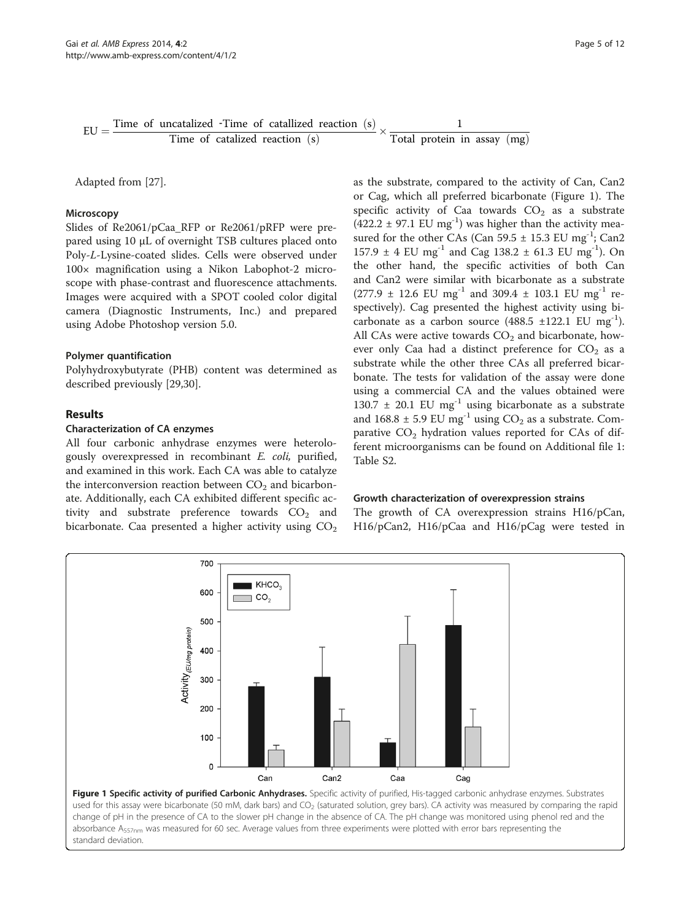$$EU = \frac{\text{Time of uncatalized -Time of catallized reaction (s)}}{\text{Time of catalized reaction (s)}} \times \frac{1}{\text{Total protein in assay (mg)}}$$

Adapted from [27].

### Microscopy

Slides of Re2061/pCaa_RFP or Re2061/pRFP were prepared using 10 μL of overnight TSB cultures placed onto Poly-*L*-Lysine-coated slides. Cells were observed under 100× magnification using a Nikon Labophot-2 microscope with phase-contrast and fluorescence attachments. Images were acquired with a SPOT cooled color digital camera (Diagnostic Instruments, Inc.) and prepared using Adobe Photoshop version 5.0.

### Polymer quantification

Polyhydroxybutyrate (PHB) content was determined as described previously [29,30].

## Results

### Characterization of CA enzymes

All four carbonic anhydrase enzymes were heterologously overexpressed in recombinant *E. coli,* purified, and examined in this work. Each CA was able to catalyze the interconversion reaction between $CO_2$ and bicarbonate. Additionally, each CA exhibited different specific activity and substrate preference towards $CO_2$ and bicarbonate. Caa presented a higher activity using $CO_2$ as the substrate, compared to the activity of Can, Can2 or Cag, which all preferred bicarbonate (Figure 1). The specific activity of Caa towards $CO_2$ as a substrate ($422.2 \pm 97.1$ EU $mg^{-1}$) was higher than the activity measured for the other CAs (Can $59.5 \pm 15.3$ EU $mg^{-1}$; Can2 $157.9 \pm 4$ EU $mg^{-1}$ and Cag $138.2 \pm 61.3$ EU $mg^{-1}$). On the other hand, the specific activities of both Can and Can2 were similar with bicarbonate as a substrate ($277.9 \pm 12.6$ EU $mg^{-1}$ and $309.4 \pm 103.1$ EU $mg^{-1}$ respectively). Cag presented the highest activity using bicarbonate as a carbon source ($488.5 \pm 122.1$ EU $mg^{-1}$). All CAs were active towards $CO_2$ and bicarbonate, however only Caa had a distinct preference for $CO_2$ as a substrate while the other three CAs all preferred bicarbonate. The tests for validation of the assay were done using a commercial CA and the values obtained were $130.7 \pm 20.1$ EU $mg^{-1}$ using bicarbonate as a substrate and $168.8 \pm 5.9$ EU $mg^{-1}$ using $CO_2$ as a substrate. Comparative $CO_2$ hydration values reported for CAs of different microorganisms can be found on Additional file 1: Table S2.

### Growth characterization of overexpression strains

The growth of CA overexpression strains H16/pCan, H16/pCan2, H16/pCaa and H16/pCag were tested in

**Figure 1 Specific activity of purified Carbonic Anhydrases.** Specific activity of purified, His-tagged carbonic anhydrase enzymes. Substrates used for this assay were bicarbonate (50 mM, dark bars) and $CO_2$ (saturated solution, grey bars). CA activity was measured by comparing the rapid change of pH in the presence of CA to the slower pH change in the absence of CA. The pH change was monitored using phenol red and the absorbance $A_{557nm}$ was measured for 60 sec. Average values from three experiments were plotted with error bars representing the standard deviation.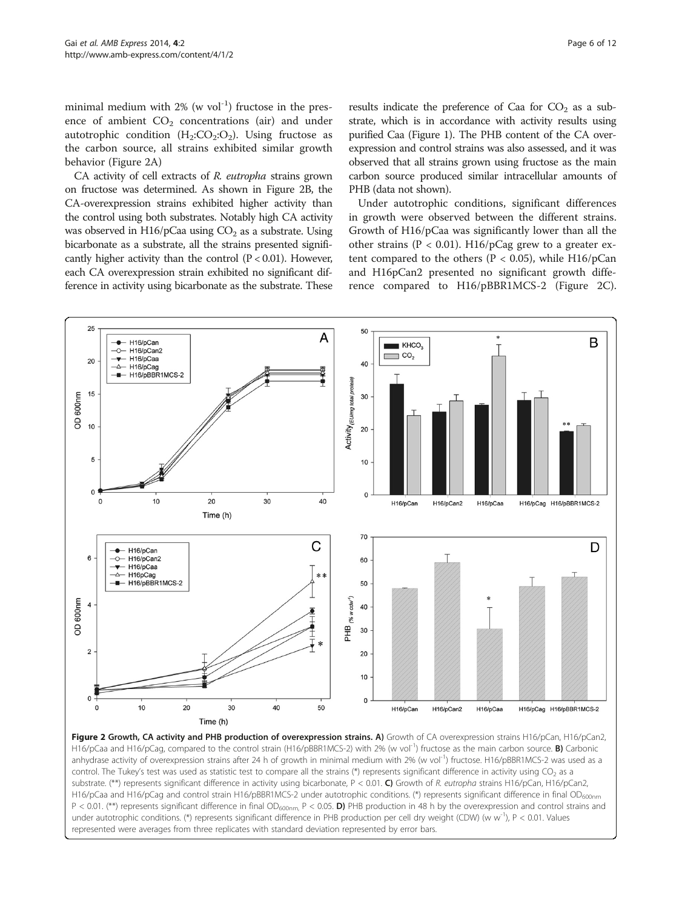minimal medium with 2% (w vol$^{-1}$) fructose in the presence of ambient $CO_2$ concentrations (air) and under autotrophic condition ($H_2$:$CO_2$:$O_2$). Using fructose as the carbon source, all strains exhibited similar growth behavior (Figure 2A)

CA activity of cell extracts of *R. eutropha* strains grown on fructose was determined. As shown in Figure 2B, the CA-overexpression strains exhibited higher activity than the control using both substrates. Notably high CA activity was observed in H16/pCaa using $CO_2$ as a substrate. Using bicarbonate as a substrate, all the strains presented significantly higher activity than the control ($P < 0.01$). However, each CA overexpression strain exhibited no significant difference in activity using bicarbonate as the substrate. These results indicate the preference of Caa for $CO_2$ as a substrate, which is in accordance with activity results using purified Caa (Figure 1). The PHB content of the CA overexpression and control strains was also assessed, and it was observed that all strains grown using fructose as the main carbon source produced similar intracellular amounts of PHB (data not shown).

Under autotrophic conditions, significant differences in growth were observed between the different strains. Growth of H16/pCaa was significantly lower than all the other strains ($P < 0.01$). H16/pCag grew to a greater extent compared to the others ($P < 0.05$), while H16/pCan and H16pCan2 presented no significant growth difference compared to H16/pBBR1MCS-2 (Figure 2C).

**Figure 2 Growth, CA activity and PHB production of overexpression strains. A)** Growth of CA overexpression strains H16/pCan, H16/pCan2, H16/pCaa and H16/pCag, compared to the control strain (H16/pBBR1MCS-2) with 2% (w vol$^{-1}$) fructose as the main carbon source. **B)** Carbonic anhydrase activity of overexpression strains after 24 h of growth in minimal medium with 2% (w vol$^{-1}$) fructose. H16/pBBR1MCS-2 was used as a control. The Tukey's test was used as statistic test to compare all the strains (*) represents significant difference in activity using $CO_2$ as a substrate. (**) represents significant difference in activity using bicarbonate, $P < 0.01$. **C)** Growth of *R. eutropha* strains H16/pCan, H16/pCan2, H16/pCaa and H16/pCag and control strain H16/pBBR1MCS-2 under autotrophic conditions. (*) represents significant difference in final $OD_{600nm}$ $P < 0.01$. (**) represents significant difference in final $OD_{600nm}$, $P < 0.05$. **D)** PHB production in 48 h by the overexpression and control strains and under autotrophic conditions. (*) represents significant difference in PHB production per cell dry weight (CDW) (w w$^{-1}$), $P < 0.01$. Values represented were averages from three replicates with standard deviation represented by error bars.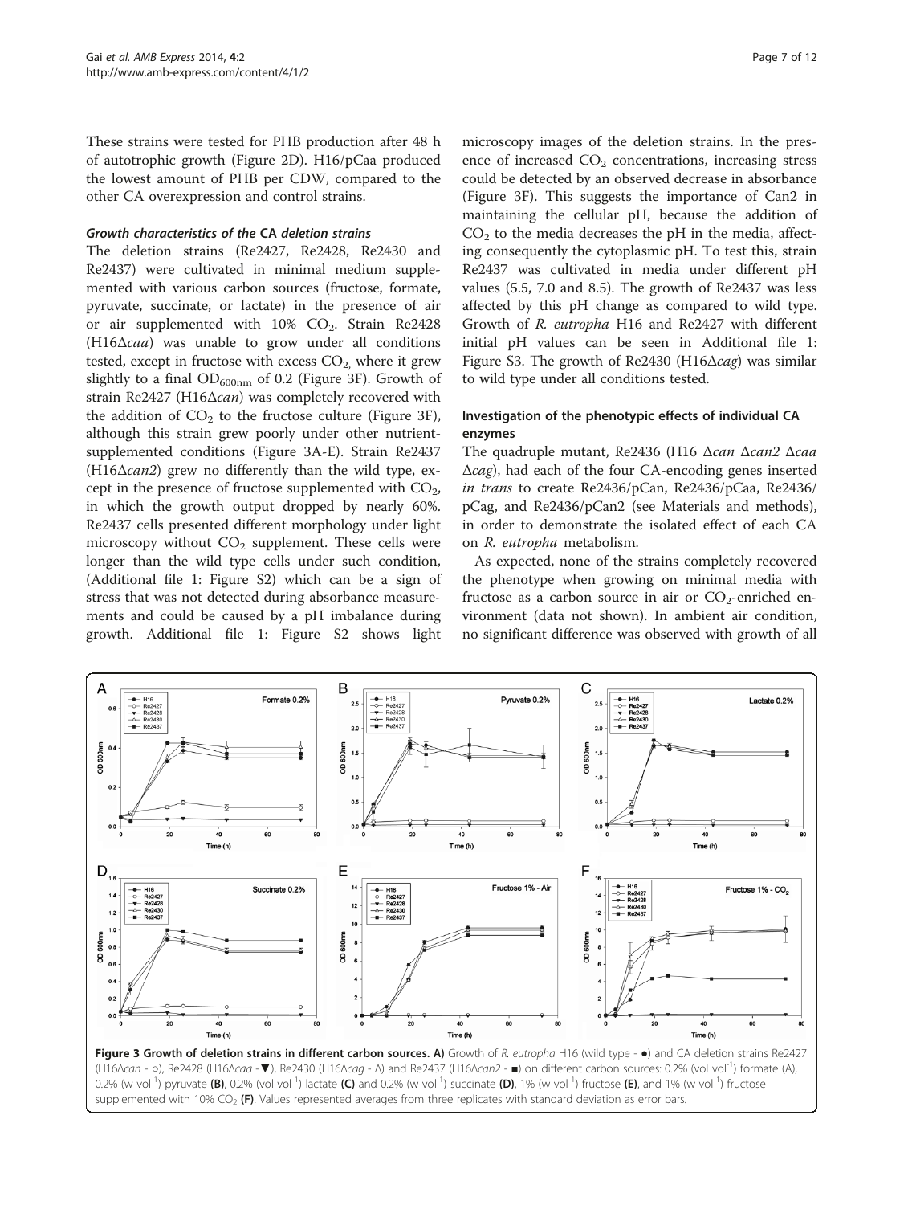These strains were tested for PHB production after 48 h of autotrophic growth (Figure 2D). H16/pCaa produced the lowest amount of PHB per CDW, compared to the other CA overexpression and control strains.

### *Growth characteristics of the CA deletion strains*

The deletion strains (Re2427, Re2428, Re2430 and Re2437) were cultivated in minimal medium supplemented with various carbon sources (fructose, formate, pyruvate, succinate, or lactate) in the presence of air or air supplemented with 10% $CO_2$. Strain Re2428 (H16Δ*caa*) was unable to grow under all conditions tested, except in fructose with excess $CO_2$, where it grew slightly to a final $OD_{600nm}$ of 0.2 (Figure 3F). Growth of strain Re2427 (H16Δ*can*) was completely recovered with the addition of $CO_2$ to the fructose culture (Figure 3F), although this strain grew poorly under other nutrient-supplemented conditions (Figure 3A-E). Strain Re2437 (H16Δ*can2*) grew no differently than the wild type, except in the presence of fructose supplemented with $CO_2$, in which the growth output dropped by nearly 60%. Re2437 cells presented different morphology under light microscopy without $CO_2$ supplement. These cells were longer than the wild type cells under such condition, (Additional file 1: Figure S2) which can be a sign of stress that was not detected during absorbance measurements and could be caused by a pH imbalance during growth. Additional file 1: Figure S2 shows light microscopy images of the deletion strains. In the presence of increased $CO_2$ concentrations, increasing stress could be detected by an observed decrease in absorbance (Figure 3F). This suggests the importance of Can2 in maintaining the cellular pH, because the addition of $CO_2$ to the media decreases the pH in the media, affecting consequently the cytoplasmic pH. To test this, strain Re2437 was cultivated in media under different pH values (5.5, 7.0 and 8.5). The growth of Re2437 was less affected by this pH change as compared to wild type. Growth of *R. eutropha* H16 and Re2427 with different initial pH values can be seen in Additional file 1: Figure S3. The growth of Re2430 (H16Δ*cag*) was similar to wild type under all conditions tested.

### Investigation of the phenotypic effects of individual CA enzymes

The quadruple mutant, Re2436 (H16 Δ*can* Δ*can2* Δ*caa* Δ*cag*), had each of the four CA-encoding genes inserted *in trans* to create Re2436/pCan, Re2436/pCaa, Re2436/pCag, and Re2436/pCan2 (see Materials and methods), in order to demonstrate the isolated effect of each CA on *R. eutropha* metabolism.

As expected, none of the strains completely recovered the phenotype when growing on minimal media with fructose as a carbon source in air or $CO_2$-enriched environment (data not shown). In ambient air condition, no significant difference was observed with growth of all

**Figure 3 Growth of deletion strains in different carbon sources. A)** Growth of *R. eutropha* H16 (wild type - ●) and CA deletion strains Re2427 (H16Δ*can* - ○), Re2428 (H16Δ*caa* - ▼), Re2430 (H16Δ*cag* - Δ) and Re2437 (H16Δ*can2* - ■) on different carbon sources: 0.2% (vol $vol^{-1}$) formate (A), 0.2% (w $vol^{-1}$) pyruvate **(B)**, 0.2% (vol $vol^{-1}$) lactate **(C)** and 0.2% (w $vol^{-1}$) succinate **(D)**, 1% (w $vol^{-1}$) fructose **(E)**, and 1% (w $vol^{-1}$) fructose supplemented with 10% $CO_2$ **(F)**. Values represented averages from three replicates with standard deviation as error bars.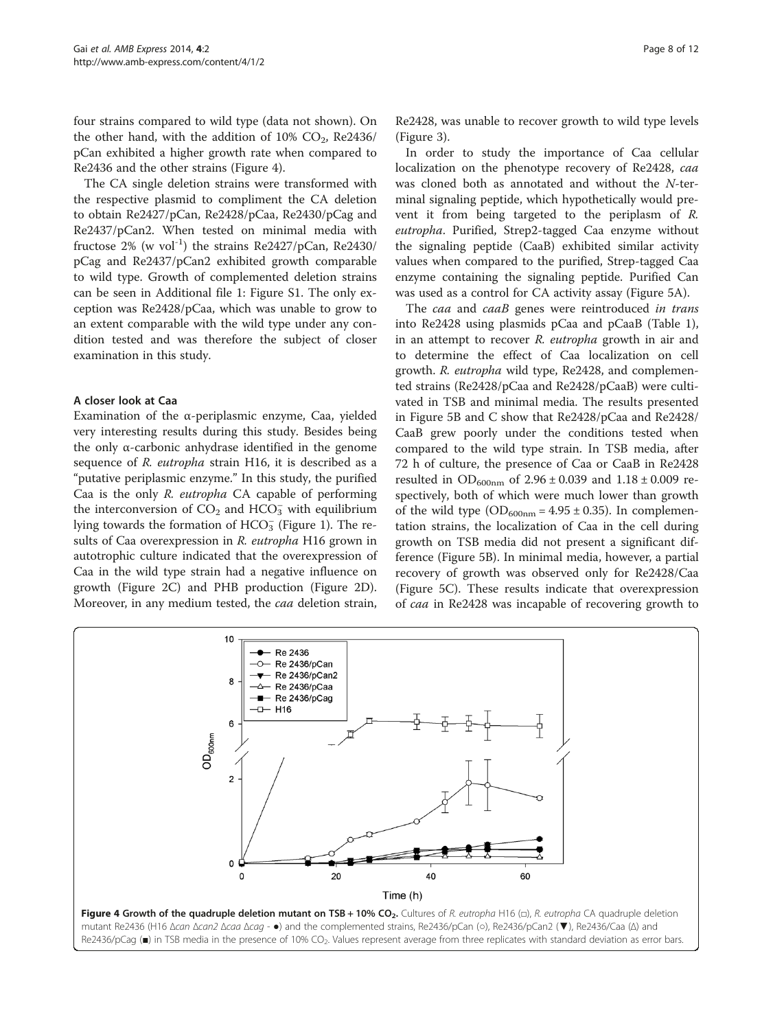four strains compared to wild type (data not shown). On the other hand, with the addition of 10% $CO_2$, Re2436/pCan exhibited a higher growth rate when compared to Re2436 and the other strains (Figure 4).

The CA single deletion strains were transformed with the respective plasmid to compliment the CA deletion to obtain Re2427/pCan, Re2428/pCaa, Re2430/pCag and Re2437/pCan2. When tested on minimal media with fructose 2% (w $vol^{-1}$) the strains Re2427/pCan, Re2430/pCag and Re2437/pCan2 exhibited growth comparable to wild type. Growth of complemented deletion strains can be seen in Additional file 1: Figure S1. The only exception was Re2428/pCaa, which was unable to grow to an extent comparable with the wild type under any condition tested and was therefore the subject of closer examination in this study.

### A closer look at Caa

Examination of the α-periplasmic enzyme, Caa, yielded very interesting results during this study. Besides being the only α-carbonic anhydrase identified in the genome sequence of *R. eutropha* strain H16, it is described as a "putative periplasmic enzyme." In this study, the purified Caa is the only *R. eutropha* CA capable of performing the interconversion of $CO_2$ and $HCO_3^-$ with equilibrium lying towards the formation of $HCO_3^-$ (Figure 1). The results of Caa overexpression in *R. eutropha* H16 grown in autotrophic culture indicated that the overexpression of Caa in the wild type strain had a negative influence on growth (Figure 2C) and PHB production (Figure 2D). Moreover, in any medium tested, the *caa* deletion strain, Re2428, was unable to recover growth to wild type levels (Figure 3).

In order to study the importance of Caa cellular localization on the phenotype recovery of Re2428, *caa* was cloned both as annotated and without the *N*-terminal signaling peptide, which hypothetically would prevent it from being targeted to the periplasm of *R. eutropha*. Purified, Strep2-tagged Caa enzyme without the signaling peptide (CaaB) exhibited similar activity values when compared to the purified, Strep-tagged Caa enzyme containing the signaling peptide. Purified Can was used as a control for CA activity assay (Figure 5A).

The *caa* and *caaB* genes were reintroduced *in trans* into Re2428 using plasmids pCaa and pCaaB (Table 1), in an attempt to recover *R. eutropha* growth in air and to determine the effect of Caa localization on cell growth. *R. eutropha* wild type, Re2428, and complemented strains (Re2428/pCaa and Re2428/pCaaB) were cultivated in TSB and minimal media. The results presented in Figure 5B and C show that Re2428/pCaa and Re2428/CaaB grew poorly under the conditions tested when compared to the wild type strain. In TSB media, after 72 h of culture, the presence of Caa or CaaB in Re2428 resulted in $OD_{600nm}$ of 2.96 ± 0.039 and 1.18 ± 0.009 respectively, both of which were much lower than growth of the wild type ($OD_{600nm}$ = 4.95 ± 0.35). In complementation strains, the localization of Caa in the cell during growth on TSB media did not present a significant difference (Figure 5B). In minimal media, however, a partial recovery of growth was observed only for Re2428/Caa (Figure 5C). These results indicate that overexpression of *caa* in Re2428 was incapable of recovering growth to

**Figure 4 Growth of the quadruple deletion mutant on TSB + 10% $CO_2$.** Cultures of *R. eutropha* H16 (□), *R. eutropha* CA quadruple deletion mutant Re2436 (H16 Δ*can* Δ*can2* Δ*caa* Δ*cag* - ●) and the complemented strains, Re2436/pCan (○), Re2436/pCan2 (▼), Re2436/Caa (Δ) and Re2436/pCag (■) in TSB media in the presence of 10% $CO_2$. Values represent average from three replicates with standard deviation as error bars.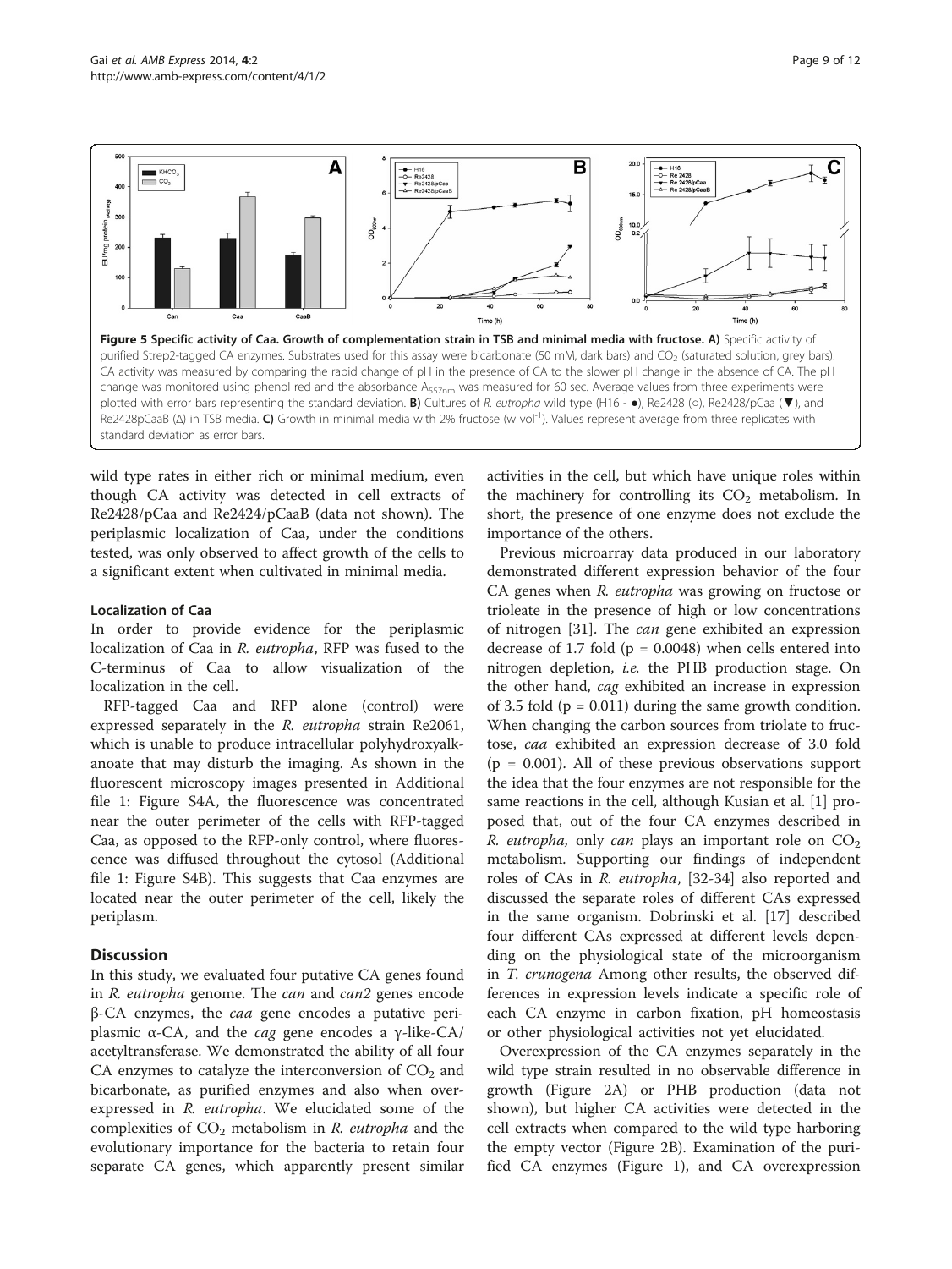**Figure 5 Specific activity of Caa. Growth of complementation strain in TSB and minimal media with fructose. A)** Specific activity of purified Strep2-tagged CA enzymes. Substrates used for this assay were bicarbonate (50 mM, dark bars) and $CO_2$ (saturated solution, grey bars). CA activity was measured by comparing the rapid change of pH in the presence of CA to the slower pH change in the absence of CA. The pH change was monitored using phenol red and the absorbance $A_{557nm}$ was measured for 60 sec. Average values from three experiments were plotted with error bars representing the standard deviation. **B)** Cultures of *R. eutropha* wild type (H16 - ●), Re2428 (○), Re2428/pCaa (▼), and Re2428pCaaB (Δ) in TSB media. **C)** Growth in minimal media with 2% fructose (w $vol^{-1}$). Values represent average from three replicates with standard deviation as error bars.

wild type rates in either rich or minimal medium, even though CA activity was detected in cell extracts of Re2428/pCaa and Re2424/pCaaB (data not shown). The periplasmic localization of Caa, under the conditions tested, was only observed to affect growth of the cells to a significant extent when cultivated in minimal media.

### Localization of Caa

In order to provide evidence for the periplasmic localization of Caa in *R. eutropha*, RFP was fused to the C-terminus of Caa to allow visualization of the localization in the cell.

RFP-tagged Caa and RFP alone (control) were expressed separately in the *R. eutropha* strain Re2061, which is unable to produce intracellular polyhydroxyalkanoate that may disturb the imaging. As shown in the fluorescent microscopy images presented in Additional file 1: Figure S4A, the fluorescence was concentrated near the outer perimeter of the cells with RFP-tagged Caa, as opposed to the RFP-only control, where fluorescence was diffused throughout the cytosol (Additional file 1: Figure S4B). This suggests that Caa enzymes are located near the outer perimeter of the cell, likely the periplasm.

## Discussion

In this study, we evaluated four putative CA genes found in *R. eutropha* genome. The *can* and *can2* genes encode β-CA enzymes, the *caa* gene encodes a putative periplasmic α-CA, and the *cag* gene encodes a γ-like-CA/acetyltransferase. We demonstrated the ability of all four CA enzymes to catalyze the interconversion of $CO_2$ and bicarbonate, as purified enzymes and also when overexpressed in *R. eutropha*. We elucidated some of the complexities of $CO_2$ metabolism in *R. eutropha* and the evolutionary importance for the bacteria to retain four separate CA genes, which apparently present similar activities in the cell, but which have unique roles within the machinery for controlling its $CO_2$ metabolism. In short, the presence of one enzyme does not exclude the importance of the others.

Previous microarray data produced in our laboratory demonstrated different expression behavior of the four CA genes when *R. eutropha* was growing on fructose or trioleate in the presence of high or low concentrations of nitrogen [31]. The *can* gene exhibited an expression decrease of 1.7 fold ($p = 0.0048$) when cells entered into nitrogen depletion, *i.e.* the PHB production stage. On the other hand, *cag* exhibited an increase in expression of 3.5 fold ($p = 0.011$) during the same growth condition. When changing the carbon sources from triolate to fructose, *caa* exhibited an expression decrease of 3.0 fold ($p = 0.001$). All of these previous observations support the idea that the four enzymes are not responsible for the same reactions in the cell, although Kusian et al. [1] proposed that, out of the four CA enzymes described in *R. eutropha,* only *can* plays an important role on $CO_2$ metabolism. Supporting our findings of independent roles of CAs in *R. eutropha*, [32-34] also reported and discussed the separate roles of different CAs expressed in the same organism. Dobrinski et al. [17] described four different CAs expressed at different levels depending on the physiological state of the microorganism in *T. crunogena* Among other results, the observed differences in expression levels indicate a specific role of each CA enzyme in carbon fixation, pH homeostasis or other physiological activities not yet elucidated.

Overexpression of the CA enzymes separately in the wild type strain resulted in no observable difference in growth (Figure 2A) or PHB production (data not shown), but higher CA activities were detected in the cell extracts when compared to the wild type harboring the empty vector (Figure 2B). Examination of the purified CA enzymes (Figure 1), and CA overexpression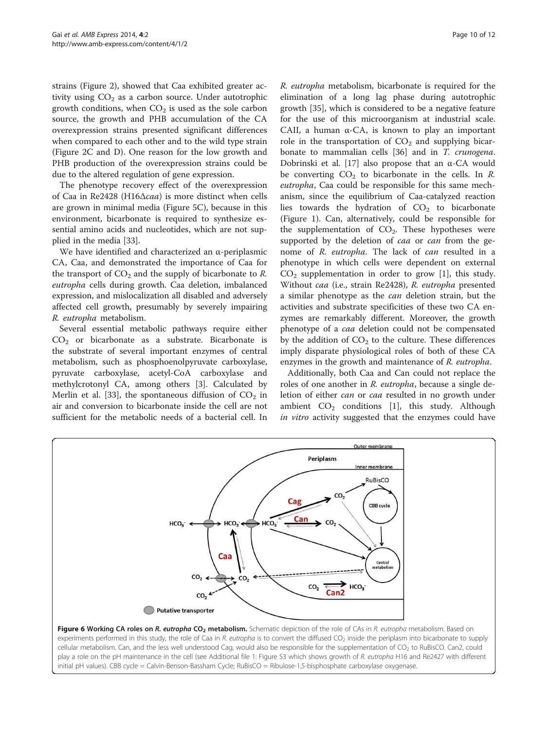strains (Figure 2), showed that Caa exhibited greater activity using $CO_2$ as a carbon source. Under autotrophic growth conditions, when $CO_2$ is used as the sole carbon source, the growth and PHB accumulation of the CA overexpression strains presented significant differences when compared to each other and to the wild type strain (Figure 2C and D). One reason for the low growth and PHB production of the overexpression strains could be due to the altered regulation of gene expression.

The phenotype recovery effect of the overexpression of Caa in Re2428 (H16Δ*caa*) is more distinct when cells are grown in minimal media (Figure 5C), because in this environment, bicarbonate is required to synthesize essential amino acids and nucleotides, which are not supplied in the media [33].

We have identified and characterized an α-periplasmic CA, Caa, and demonstrated the importance of Caa for the transport of $CO_2$ and the supply of bicarbonate to *R. eutropha* cells during growth. Caa deletion, imbalanced expression, and mislocalization all disabled and adversely affected cell growth, presumably by severely impairing *R. eutropha* metabolism.

Several essential metabolic pathways require either $CO_2$ or bicarbonate as a substrate. Bicarbonate is the substrate of several important enzymes of central metabolism, such as phosphoenolpyruvate carboxylase, pyruvate carboxylase, acetyl-CoA carboxylase and methylcrotonyl CA, among others [3]. Calculated by Merlin et al. [33], the spontaneous diffusion of $CO_2$ in air and conversion to bicarbonate inside the cell are not sufficient for the metabolic needs of a bacterial cell. In *R. eutropha* metabolism, bicarbonate is required for the elimination of a long lag phase during autotrophic growth [35], which is considered to be a negative feature for the use of this microorganism at industrial scale. CAII, a human α-CA, is known to play an important role in the transportation of $CO_2$ and supplying bicarbonate to mammalian cells [36] and in *T. crunogena*. Dobrinski et al. [17] also propose that an α-CA would be converting $CO_2$ to bicarbonate in the cells. In *R. eutropha*, Caa could be responsible for this same mechanism, since the equilibrium of Caa-catalyzed reaction lies towards the hydration of $CO_2$ to bicarbonate (Figure 1). Can, alternatively, could be responsible for the supplementation of $CO_2$. These hypotheses were supported by the deletion of *caa* or *can* from the genome of *R. eutropha*. The lack of *can* resulted in a phenotype in which cells were dependent on external $CO_2$ supplementation in order to grow [1], this study. Without *caa* (i.e., strain Re2428), *R. eutropha* presented a similar phenotype as the *can* deletion strain, but the activities and substrate specificities of these two CA enzymes are remarkably different. Moreover, the growth phenotype of a *caa* deletion could not be compensated by the addition of $CO_2$ to the culture. These differences imply disparate physiological roles of both of these CA enzymes in the growth and maintenance of *R. eutropha*.

Additionally, both Caa and Can could not replace the roles of one another in *R. eutropha*, because a single deletion of either *can* or *caa* resulted in no growth under ambient $CO_2$ conditions [1], this study. Although *in vitro* activity suggested that the enzymes could have

**Figure 6 Working CA roles on *R. eutropha* $CO_2$ metabolism.** Schematic depiction of the role of CAs in *R. eutropha* metabolism. Based on experiments performed in this study, the role of Caa in *R. eutropha* is to convert the diffused $CO_2$ inside the periplasm into bicarbonate to supply cellular metabolism. Can, and the less well understood Cag, would also be responsible for the supplementation of $CO_2$ to RuBisCO. Can2, could play a role on the pH maintenance in the cell (see Additional file 1: Figure S3 which shows growth of *R. eutropha* H16 and Re2427 with different initial pH values). CBB cycle = Calvin-Benson-Bassham Cycle; RuBisCO = Ribulose-1,5-bisphosphate carboxylase oxygenase.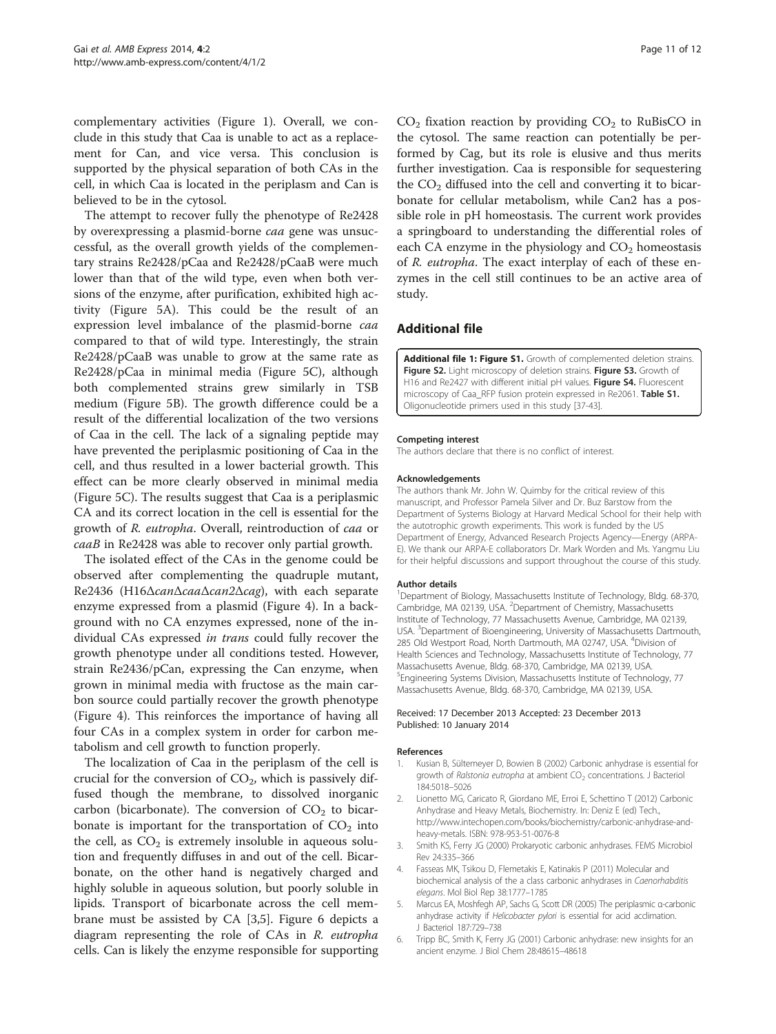complementary activities (Figure 1). Overall, we conclude in this study that Caa is unable to act as a replacement for Can, and vice versa. This conclusion is supported by the physical separation of both CAs in the cell, in which Caa is located in the periplasm and Can is believed to be in the cytosol.

The attempt to recover fully the phenotype of Re2428 by overexpressing a plasmid-borne *caa* gene was unsuccessful, as the overall growth yields of the complementary strains Re2428/pCaa and Re2428/pCaaB were much lower than that of the wild type, even when both versions of the enzyme, after purification, exhibited high activity (Figure 5A). This could be the result of an expression level imbalance of the plasmid-borne *caa* compared to that of wild type. Interestingly, the strain Re2428/pCaaB was unable to grow at the same rate as Re2428/pCaa in minimal media (Figure 5C), although both complemented strains grew similarly in TSB medium (Figure 5B). The growth difference could be a result of the differential localization of the two versions of Caa in the cell. The lack of a signaling peptide may have prevented the periplasmic positioning of Caa in the cell, and thus resulted in a lower bacterial growth. This effect can be more clearly observed in minimal media (Figure 5C). The results suggest that Caa is a periplasmic CA and its correct location in the cell is essential for the growth of *R. eutropha*. Overall, reintroduction of *caa* or *caaB* in Re2428 was able to recover only partial growth.

The isolated effect of the CAs in the genome could be observed after complementing the quadruple mutant, Re2436 (H16Δ*can*Δ*caa*Δ*can2*Δ*cag*), with each separate enzyme expressed from a plasmid (Figure 4). In a background with no CA enzymes expressed, none of the individual CAs expressed *in trans* could fully recover the growth phenotype under all conditions tested. However, strain Re2436/pCan, expressing the Can enzyme, when grown in minimal media with fructose as the main carbon source could partially recover the growth phenotype (Figure 4). This reinforces the importance of having all four CAs in a complex system in order for carbon metabolism and cell growth to function properly.

The localization of Caa in the periplasm of the cell is crucial for the conversion of $CO_2$, which is passively diffused though the membrane, to dissolved inorganic carbon (bicarbonate). The conversion of $CO_2$ to bicarbonate is important for the transportation of $CO_2$ into the cell, as $CO_2$ is extremely insoluble in aqueous solution and frequently diffuses in and out of the cell. Bicarbonate, on the other hand is negatively charged and highly soluble in aqueous solution, but poorly soluble in lipids. Transport of bicarbonate across the cell membrane must be assisted by CA [3,5]. Figure 6 depicts a diagram representing the role of CAs in *R. eutropha* cells. Can is likely the enzyme responsible for supporting $CO_2$ fixation reaction by providing $CO_2$ to RuBisCO in the cytosol. The same reaction can potentially be performed by Cag, but its role is elusive and thus merits further investigation. Caa is responsible for sequestering the $CO_2$ diffused into the cell and converting it to bicarbonate for cellular metabolism, while Can2 has a possible role in pH homeostasis. The current work provides a springboard to understanding the differential roles of each CA enzyme in the physiology and $CO_2$ homeostasis of *R. eutropha*. The exact interplay of each of these enzymes in the cell still continues to be an active area of study.

## Additional file

**Additional file 1: Figure S1.** Growth of complemented deletion strains. **Figure S2.** Light microscopy of deletion strains. **Figure S3.** Growth of H16 and Re2427 with different initial pH values. **Figure S4.** Fluorescent microscopy of Caa_RFP fusion protein expressed in Re2061. **Table S1.** Oligonucleotide primers used in this study [37-43].

#### Competing interest

The authors declare that there is no conflict of interest.

#### Acknowledgements

The authors thank Mr. John W. Quimby for the critical review of this manuscript, and Professor Pamela Silver and Dr. Buz Barstow from the Department of Systems Biology at Harvard Medical School for their help with the autotrophic growth experiments. This work is funded by the US Department of Energy, Advanced Research Projects Agency—Energy (ARPA-E). We thank our ARPA-E collaborators Dr. Mark Worden and Ms. Yangmu Liu for their helpful discussions and support throughout the course of this study.

#### Author details

[1]Department of Biology, Massachusetts Institute of Technology, Bldg. 68-370, Cambridge, MA 02139, USA. [2]Department of Chemistry, Massachusetts Institute of Technology, 77 Massachusetts Avenue, Cambridge, MA 02139, USA. [3]Department of Bioengineering, University of Massachusetts Dartmouth, 285 Old Westport Road, North Dartmouth, MA 02747, USA. [4]Division of Health Sciences and Technology, Massachusetts Institute of Technology, 77 Massachusetts Avenue, Bldg. 68-370, Cambridge, MA 02139, USA. [5]Engineering Systems Division, Massachusetts Institute of Technology, 77 Massachusetts Avenue, Bldg. 68-370, Cambridge, MA 02139, USA.

Received: 17 December 2013 Accepted: 23 December 2013
Published: 10 January 2014

#### References

1. Kusian B, Sültemeyer D, Bowien B (2002) Carbonic anhydrase is essential for growth of *Ralstonia eutropha* at ambient $CO_2$ concentrations. J Bacteriol 184:5018–5026
2. Lionetto MG, Caricato R, Giordano ME, Erroi E, Schettino T (2012) Carbonic Anhydrase and Heavy Metals, Biochemistry. In: Deniz E (ed) Tech., http://www.intechopen.com/books/biochemistry/carbonic-anhydrase-and-heavy-metals. ISBN: 978-953-51-0076-8
3. Smith KS, Ferry JG (2000) Prokaryotic carbonic anhydrases. FEMS Microbiol Rev 24:335–366
4. Fasseas MK, Tsikou D, Flemetakis E, Katinakis P (2011) Molecular and biochemical analysis of the a class carbonic anhydrases in *Caenorhabditis elegans*. Mol Biol Rep 38:1777–1785
5. Marcus EA, Moshfegh AP, Sachs G, Scott DR (2005) The periplasmic α-carbonic anhydrase activity if *Helicobacter pylori* is essential for acid acclimation. J Bacteriol 187:729–738
6. Tripp BC, Smith K, Ferry JG (2001) Carbonic anhydrase: new insights for an ancient enzyme. J Biol Chem 28:48615–48618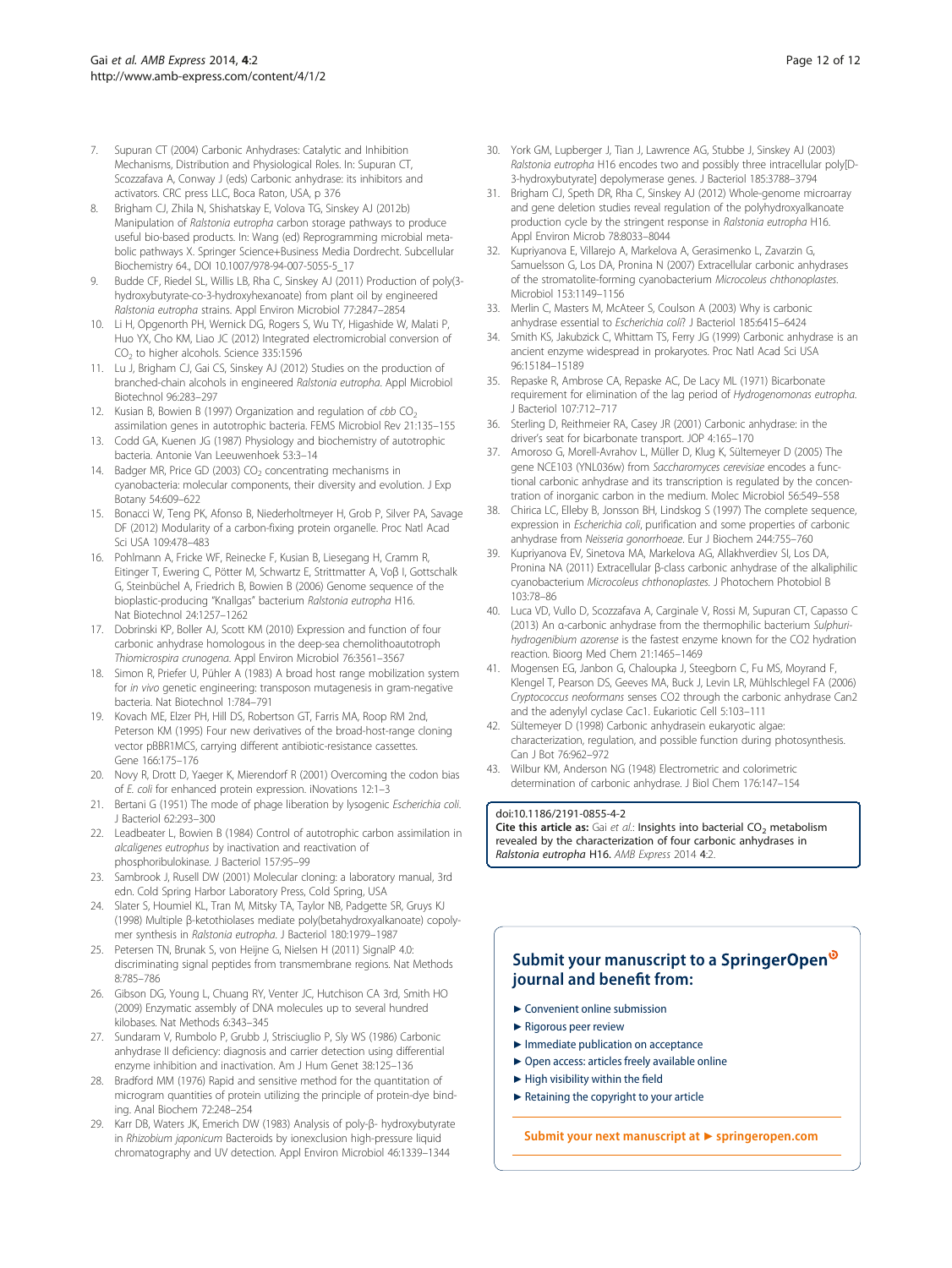7. Supuran CT (2004) Carbonic Anhydrases: Catalytic and Inhibition Mechanisms, Distribution and Physiological Roles. In: Supuran CT, Scozzafava A, Conway J (eds) Carbonic anhydrase: its inhibitors and activators. CRC press LLC, Boca Raton, USA, p 376
8. Brigham CJ, Zhila N, Shishatskay E, Volova TG, Sinskey AJ (2012b) Manipulation of *Ralstonia eutropha* carbon storage pathways to produce useful bio-based products. In: Wang (ed) Reprogramming microbial metabolic pathways X. Springer Science+Business Media Dordrecht. Subcellular Biochemistry 64., DOI 10.1007/978-94-007-5055-5_17
9. Budde CF, Riedel SL, Willis LB, Rha C, Sinskey AJ (2011) Production of poly(3-hydroxybutyrate-co-3-hydroxyhexanoate) from plant oil by engineered *Ralstonia eutropha* strains. Appl Environ Microbiol 77:2847–2854
10. Li H, Opgenorth PH, Wernick DG, Rogers S, Wu TY, Higashide W, Malati P, Huo YX, Cho KM, Liao JC (2012) Integrated electromicrobial conversion of $CO_2$ to higher alcohols. Science 335:1596
11. Lu J, Brigham CJ, Gai CS, Sinskey AJ (2012) Studies on the production of branched-chain alcohols in engineered *Ralstonia eutropha*. Appl Microbiol Biotechnol 96:283–297
12. Kusian B, Bowien B (1997) Organization and regulation of *cbb* $CO_2$ assimilation genes in autotrophic bacteria. FEMS Microbiol Rev 21:135–155
13. Codd GA, Kuenen JG (1987) Physiology and biochemistry of autotrophic bacteria. Antonie Van Leeuwenhoek 53:3–14
14. Badger MR, Price GD (2003) $CO_2$ concentrating mechanisms in cyanobacteria: molecular components, their diversity and evolution. J Exp Botany 54:609–622
15. Bonacci W, Teng PK, Afonso B, Niederholtmeyer H, Grob P, Silver PA, Savage DF (2012) Modularity of a carbon-fixing protein organelle. Proc Natl Acad Sci USA 109:478–483
16. Pohlmann A, Fricke WF, Reinecke F, Kusian B, Liesegang H, Cramm R, Eitinger T, Ewering C, Pötter M, Schwartz E, Strittmatter A, Voβ I, Gottschalk G, Steinbüchel A, Friedrich B, Bowien B (2006) Genome sequence of the bioplastic-producing "Knallgas" bacterium *Ralstonia eutropha* H16. Nat Biotechnol 24:1257–1262
17. Dobrinski KP, Boller AJ, Scott KM (2010) Expression and function of four carbonic anhydrase homologous in the deep-sea chemolithoautotroph *Thiomicrospira crunogena*. Appl Environ Microbiol 76:3561–3567
18. Simon R, Priefer U, Pühler A (1983) A broad host range mobilization system for *in vivo* genetic engineering: transposon mutagenesis in gram-negative bacteria. Nat Biotechnol 1:784–791
19. Kovach ME, Elzer PH, Hill DS, Robertson GT, Farris MA, Roop RM 2nd, Peterson KM (1995) Four new derivatives of the broad-host-range cloning vector pBBR1MCS, carrying different antibiotic-resistance cassettes. Gene 166:175–176
20. Novy R, Drott D, Yaeger K, Mierendorf R (2001) Overcoming the codon bias of *E. coli* for enhanced protein expression. iNovations 12:1–3
21. Bertani G (1951) The mode of phage liberation by lysogenic *Escherichia coli*. J Bacteriol 62:293–300
22. Leadbeater L, Bowien B (1984) Control of autotrophic carbon assimilation in *alcaligenes eutrophus* by inactivation and reactivation of phosphoribulokinase. J Bacteriol 157:95–99
23. Sambrook J, Rusell DW (2001) Molecular cloning: a laboratory manual, 3rd edn. Cold Spring Harbor Laboratory Press, Cold Spring, USA
24. Slater S, Houmiel KL, Tran M, Mitsky TA, Taylor NB, Padgette SR, Gruys KJ (1998) Multiple β-ketothiolases mediate poly(betahydroxyalkanoate) copolymer synthesis in *Ralstonia eutropha*. J Bacteriol 180:1979–1987
25. Petersen TN, Brunak S, von Heijne G, Nielsen H (2011) SignalP 4.0: discriminating signal peptides from transmembrane regions. Nat Methods 8:785–786
26. Gibson DG, Young L, Chuang RY, Venter JC, Hutchison CA 3rd, Smith HO (2009) Enzymatic assembly of DNA molecules up to several hundred kilobases. Nat Methods 6:343–345
27. Sundaram V, Rumbolo P, Grubb J, Strisciuglio P, Sly WS (1986) Carbonic anhydrase II deficiency: diagnosis and carrier detection using differential enzyme inhibition and inactivation. Am J Hum Genet 38:125–136
28. Bradford MM (1976) Rapid and sensitive method for the quantitation of microgram quantities of protein utilizing the principle of protein-dye binding. Anal Biochem 72:248–254
29. Karr DB, Waters JK, Emerich DW (1983) Analysis of poly-β- hydroxybutyrate in *Rhizobium japonicum* Bacteroids by ionexclusion high-pressure liquid chromatography and UV detection. Appl Environ Microbiol 46:1339–1344
30. York GM, Lupberger J, Tian J, Lawrence AG, Stubbe J, Sinskey AJ (2003) *Ralstonia eutropha* H16 encodes two and possibly three intracellular poly[D-3-hydroxybutyrate] depolymerase genes. J Bacteriol 185:3788–3794
31. Brigham CJ, Speth DR, Rha C, Sinskey AJ (2012) Whole-genome microarray and gene deletion studies reveal regulation of the polyhydroxyalkanoate production cycle by the stringent response in *Ralstonia eutropha* H16. Appl Environ Microb 78:8033–8044
32. Kupriyanova E, Villarejo A, Markelova A, Gerasimenko L, Zavarzin G, Samuelsson G, Los DA, Pronina N (2007) Extracellular carbonic anhydrases of the stromatolite-forming cyanobacterium *Microcoleus chthonoplastes*. Microbiol 153:1149–1156
33. Merlin C, Masters M, McAteer S, Coulson A (2003) Why is carbonic anhydrase essential to *Escherichia coli*? J Bacteriol 185:6415–6424
34. Smith KS, Jakubzick C, Whittam TS, Ferry JG (1999) Carbonic anhydrase is an ancient enzyme widespread in prokaryotes. Proc Natl Acad Sci USA 96:15184–15189
35. Repaske R, Ambrose CA, Repaske AC, De Lacy ML (1971) Bicarbonate requirement for elimination of the lag period of *Hydrogenomonas eutropha*. J Bacteriol 107:712–717
36. Sterling D, Reithmeier RA, Casey JR (2001) Carbonic anhydrase: in the driver's seat for bicarbonate transport. JOP 4:165–170
37. Amoroso G, Morell-Avrahov L, Müller D, Klug K, Sültemeyer D (2005) The gene NCE103 (YNL036w) from *Saccharomyces cerevisiae* encodes a functional carbonic anhydrase and its transcription is regulated by the concentration of inorganic carbon in the medium. Molec Microbiol 56:549–558
38. Chirica LC, Elleby B, Jonsson BH, Lindskog S (1997) The complete sequence, expression in *Escherichia coli*, purification and some properties of carbonic anhydrase from *Neisseria gonorrhoeae*. Eur J Biochem 244:755–760
39. Kupriyanova EV, Sinetova MA, Markelova AG, Allakhverdiev SI, Los DA, Pronina NA (2011) Extracellular β-class carbonic anhydrase of the alkaliphilic cyanobacterium *Microcoleus chthonoplastes*. J Photochem Photobiol B 103:78–86
40. Luca VD, Vullo D, Scozzafava A, Carginale V, Rossi M, Supuran CT, Capasso C (2013) An α-carbonic anhydrase from the thermophilic bacterium *Sulphurihydrogenibium azorense* is the fastest enzyme known for the CO2 hydration reaction. Bioorg Med Chem 21:1465–1469
41. Mogensen EG, Janbon G, Chaloupka J, Steegborn C, Fu MS, Moyrand F, Klengel T, Pearson DS, Geeves MA, Buck J, Levin LR, Mühlschlegel FA (2006) *Cryptococcus neoformans* senses CO2 through the carbonic anhydrase Can2 and the adenylyl cyclase Cac1. Eukariotic Cell 5:103–111
42. Sültemeyer D (1998) Carbonic anhydrasein eukaryotic algae: characterization, regulation, and possible function during photosynthesis. Can J Bot 76:962–972
43. Wilbur KM, Anderson NG (1948) Electrometric and colorimetric determination of carbonic anhydrase. J Biol Chem 176:147–154

doi:10.1186/2191-0855-4-2

**Cite this article as:** Gai *et al.*: Insights into bacterial $CO_2$ metabolism revealed by the characterization of four carbonic anhydrases in *Ralstonia eutropha* H16. *AMB Express* 2014 **4**:2.

## Submit your manuscript to a SpringerOpen journal and benefit from:

- ► Convenient online submission
- ► Rigorous peer review
- ► Immediate publication on acceptance
- ► Open access: articles freely available online
- ► High visibility within the field
- ► Retaining the copyright to your article

**Submit your next manuscript at ► springeropen.com**